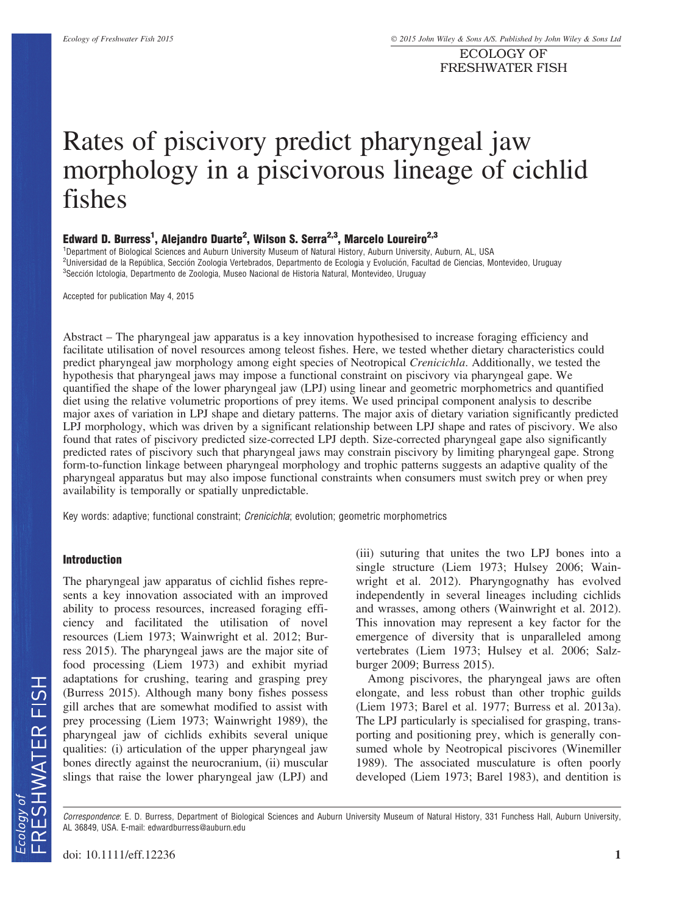# Rates of piscivory predict pharyngeal jaw morphology in a piscivorous lineage of cichlid fishes

**Edward D. Burress[1], Alejandro Duarte[2], Wilson S. Serra[2,3], Marcelo Loureiro[2,3]**

[1]Department of Biological Sciences and Auburn University Museum of Natural History, Auburn University, Auburn, AL, USA
[2]Universidad de la República, Sección Zoologia Vertebrados, Departmento de Ecologia y Evolución, Facultad de Ciencias, Montevideo, Uruguay
[3]Sección Ictologia, Departmento de Zoologia, Museo Nacional de Historia Natural, Montevideo, Uruguay

Accepted for publication May 4, 2015

Abstract – The pharyngeal jaw apparatus is a key innovation hypothesised to increase foraging efficiency and facilitate utilisation of novel resources among teleost fishes. Here, we tested whether dietary characteristics could predict pharyngeal jaw morphology among eight species of Neotropical *Crenicichla*. Additionally, we tested the hypothesis that pharyngeal jaws may impose a functional constraint on piscivory via pharyngeal gape. We quantified the shape of the lower pharyngeal jaw (LPJ) using linear and geometric morphometrics and quantified diet using the relative volumetric proportions of prey items. We used principal component analysis to describe major axes of variation in LPJ shape and dietary patterns. The major axis of dietary variation significantly predicted LPJ morphology, which was driven by a significant relationship between LPJ shape and rates of piscivory. We also found that rates of piscivory predicted size-corrected LPJ depth. Size-corrected pharyngeal gape also significantly predicted rates of piscivory such that pharyngeal jaws may constrain piscivory by limiting pharyngeal gape. Strong form-to-function linkage between pharyngeal morphology and trophic patterns suggests an adaptive quality of the pharyngeal apparatus but may also impose functional constraints when consumers must switch prey or when prey availability is temporally or spatially unpredictable.

Key words: adaptive; functional constraint; *Crenicichla*; evolution; geometric morphometrics

## Introduction

The pharyngeal jaw apparatus of cichlid fishes represents a key innovation associated with an improved ability to process resources, increased foraging efficiency and facilitated the utilisation of novel resources (Liem 1973; Wainwright et al. 2012; Burress 2015). The pharyngeal jaws are the major site of food processing (Liem 1973) and exhibit myriad adaptations for crushing, tearing and grasping prey (Burress 2015). Although many bony fishes possess gill arches that are somewhat modified to assist with prey processing (Liem 1973; Wainwright 1989), the pharyngeal jaw of cichlids exhibits several unique qualities: (i) articulation of the upper pharyngeal jaw bones directly against the neurocranium, (ii) muscular slings that raise the lower pharyngeal jaw (LPJ) and (iii) suturing that unites the two LPJ bones into a single structure (Liem 1973; Hulsey 2006; Wainwright et al. 2012). Pharyngognathy has evolved independently in several lineages including cichlids and wrasses, among others (Wainwright et al. 2012). This innovation may represent a key factor for the emergence of diversity that is unparalleled among vertebrates (Liem 1973; Hulsey et al. 2006; Salzburger 2009; Burress 2015).

Among piscivores, the pharyngeal jaws are often elongate, and less robust than other trophic guilds (Liem 1973; Barel et al. 1977; Burress et al. 2013a). The LPJ particularly is specialised for grasping, transporting and positioning prey, which is generally consumed whole by Neotropical piscivores (Winemiller 1989). The associated musculature is often poorly developed (Liem 1973; Barel 1983), and dentition is

Correspondence: E. D. Burress, Department of Biological Sciences and Auburn University Museum of Natural History, 331 Funchess Hall, Auburn University, AL 36849, USA. E-mail: edwardburress@auburn.edu

doi: 10.1111/eff.12236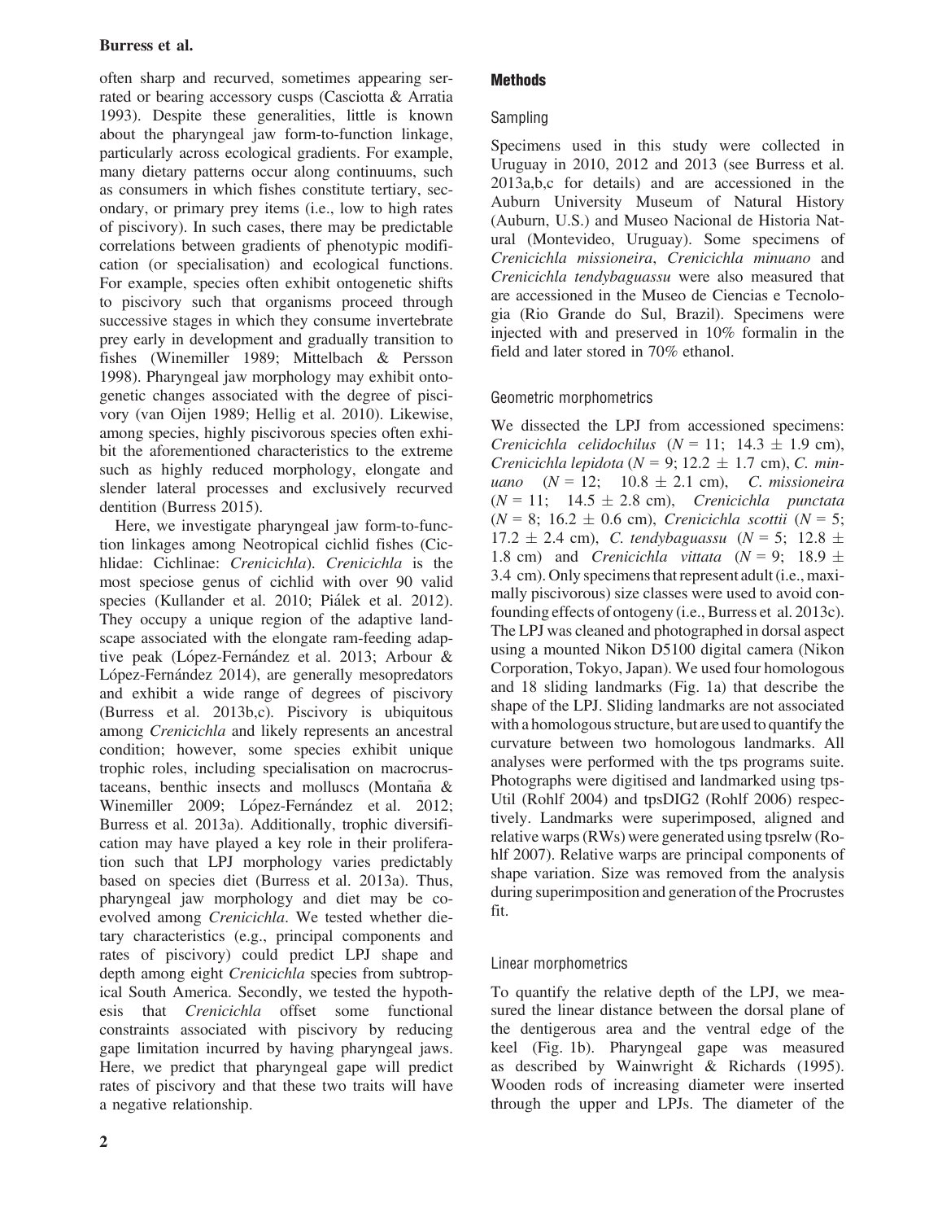often sharp and recurved, sometimes appearing serrated or bearing accessory cusps (Casciotta & Arratia 1993). Despite these generalities, little is known about the pharyngeal jaw form-to-function linkage, particularly across ecological gradients. For example, many dietary patterns occur along continuums, such as consumers in which fishes constitute tertiary, secondary, or primary prey items (i.e., low to high rates of piscivory). In such cases, there may be predictable correlations between gradients of phenotypic modification (or specialisation) and ecological functions. For example, species often exhibit ontogenetic shifts to piscivory such that organisms proceed through successive stages in which they consume invertebrate prey early in development and gradually transition to fishes (Winemiller 1989; Mittelbach & Persson 1998). Pharyngeal jaw morphology may exhibit ontogenetic changes associated with the degree of piscivory (van Oijen 1989; Hellig et al. 2010). Likewise, among species, highly piscivorous species often exhibit the aforementioned characteristics to the extreme such as highly reduced morphology, elongate and slender lateral processes and exclusively recurved dentition (Burress 2015).

Here, we investigate pharyngeal jaw form-to-function linkages among Neotropical cichlid fishes (Cichlidae: Cichlinae: *Crenicichla*). *Crenicichla* is the most speciose genus of cichlid with over 90 valid species (Kullander et al. 2010; Piálek et al. 2012). They occupy a unique region of the adaptive landscape associated with the elongate ram-feeding adaptive peak (López-Fernández et al. 2013; Arbour & López-Fernández 2014), are generally mesopredators and exhibit a wide range of degrees of piscivory (Burress et al. 2013b,c). Piscivory is ubiquitous among *Crenicichla* and likely represents an ancestral condition; however, some species exhibit unique trophic roles, including specialisation on macrocrustaceans, benthic insects and molluscs (Montaña & Winemiller 2009; López-Fernández et al. 2012; Burress et al. 2013a). Additionally, trophic diversification may have played a key role in their proliferation such that LPJ morphology varies predictably based on species diet (Burress et al. 2013a). Thus, pharyngeal jaw morphology and diet may be co-evolved among *Crenicichla*. We tested whether dietary characteristics (e.g., principal components and rates of piscivory) could predict LPJ shape and depth among eight *Crenicichla* species from subtropical South America. Secondly, we tested the hypothesis that *Crenicichla* offset some functional constraints associated with piscivory by reducing gape limitation incurred by having pharyngeal jaws. Here, we predict that pharyngeal gape will predict rates of piscivory and that these two traits will have a negative relationship.

## Methods

### Sampling

Specimens used in this study were collected in Uruguay in 2010, 2012 and 2013 (see Burress et al. 2013a,b,c for details) and are accessioned in the Auburn University Museum of Natural History (Auburn, U.S.) and Museo Nacional de Historia Natural (Montevideo, Uruguay). Some specimens of *Crenicichla missioneira*, *Crenicichla minuano* and *Crenicichla tendybaguassu* were also measured that are accessioned in the Museo de Ciencias e Tecnologia (Rio Grande do Sul, Brazil). Specimens were injected with and preserved in 10% formalin in the field and later stored in 70% ethanol.

### Geometric morphometrics

We dissected the LPJ from accessioned specimens: *Crenicichla celidochilus* ($N = 11$; $14.3 \pm 1.9$ cm), *Crenicichla lepidota* ($N = 9$; $12.2 \pm 1.7$ cm), *C. minuano* ($N = 12$; $10.8 \pm 2.1$ cm), *C. missioneira* ($N = 11$; $14.5 \pm 2.8$ cm), *Crenicichla punctata* ($N = 8$; $16.2 \pm 0.6$ cm), *Crenicichla scottii* ($N = 5$; $17.2 \pm 2.4$ cm), *C. tendybaguassu* ($N = 5$; $12.8 \pm 1.8$ cm) and *Crenicichla vittata* ($N = 9$; $18.9 \pm 3.4$ cm). Only specimens that represent adult (i.e., maximally piscivorous) size classes were used to avoid confounding effects of ontogeny (i.e., Burress et al. 2013c). The LPJ was cleaned and photographed in dorsal aspect using a mounted Nikon D5100 digital camera (Nikon Corporation, Tokyo, Japan). We used four homologous and 18 sliding landmarks (Fig. 1a) that describe the shape of the LPJ. Sliding landmarks are not associated with a homologous structure, but are used to quantify the curvature between two homologous landmarks. All analyses were performed with the tps programs suite. Photographs were digitised and landmarked using tpsUtil (Rohlf 2004) and tpsDIG2 (Rohlf 2006) respectively. Landmarks were superimposed, aligned and relative warps (RWs) were generated using tpsrelw (Rohlf 2007). Relative warps are principal components of shape variation. Size was removed from the analysis during superimposition and generation of the Procrustes fit.

### Linear morphometrics

To quantify the relative depth of the LPJ, we measured the linear distance between the dorsal plane of the dentigerous area and the ventral edge of the keel (Fig. 1b). Pharyngeal gape was measured as described by Wainwright & Richards (1995). Wooden rods of increasing diameter were inserted through the upper and LPJs. The diameter of the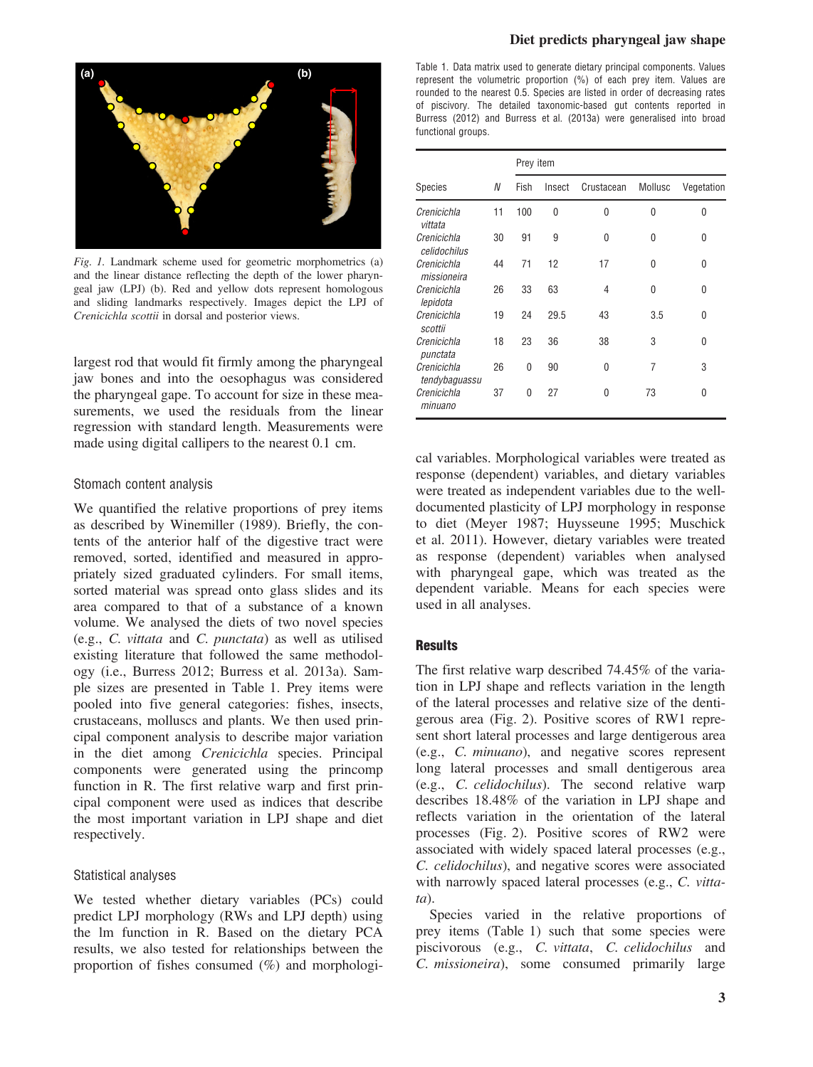*Fig. 1.* Landmark scheme used for geometric morphometrics (a) and the linear distance reflecting the depth of the lower pharyngeal jaw (LPJ) (b). Red and yellow dots represent homologous and sliding landmarks respectively. Images depict the LPJ of *Crenicichla scottii* in dorsal and posterior views.

largest rod that would fit firmly among the pharyngeal jaw bones and into the oesophagus was considered the pharyngeal gape. To account for size in these measurements, we used the residuals from the linear regression with standard length. Measurements were made using digital callipers to the nearest 0.1 cm.

### Stomach content analysis

We quantified the relative proportions of prey items as described by Winemiller (1989). Briefly, the contents of the anterior half of the digestive tract were removed, sorted, identified and measured in appropriately sized graduated cylinders. For small items, sorted material was spread onto glass slides and its area compared to that of a substance of a known volume. We analysed the diets of two novel species (e.g., *C. vittata* and *C. punctata*) as well as utilised existing literature that followed the same methodology (i.e., Burress 2012; Burress et al. 2013a). Sample sizes are presented in Table 1. Prey items were pooled into five general categories: fishes, insects, crustaceans, molluscs and plants. We then used principal component analysis to describe major variation in the diet among *Crenicichla* species. Principal components were generated using the princomp function in R. The first relative warp and first principal component were used as indices that describe the most important variation in LPJ shape and diet respectively.

### Statistical analyses

We tested whether dietary variables (PCs) could predict LPJ morphology (RWs and LPJ depth) using the lm function in R. Based on the dietary PCA results, we also tested for relationships between the proportion of fishes consumed (%) and morphological variables. Morphological variables were treated as response (dependent) variables, and dietary variables were treated as independent variables due to the well-documented plasticity of LPJ morphology in response to diet (Meyer 1987; Huysseune 1995; Muschick et al. 2011). However, dietary variables were treated as response (dependent) variables when analysed with pharyngeal gape, which was treated as the dependent variable. Means for each species were used in all analyses.

Table 1. Data matrix used to generate dietary principal components. Values represent the volumetric proportion (%) of each prey item. Values are rounded to the nearest 0.5. Species are listed in order of decreasing rates of piscivory. The detailed taxonomic-based gut contents reported in Burress (2012) and Burress et al. (2013a) were generalised into broad functional groups.

| | | Prey item | | | | |
|---|---|---|---|---|---|---|
| Species | *N* | Fish | Insect | Crustacean | Mollusc | Vegetation |
| *Crenicichla vittata* | 11 | 100 | 0 | 0 | 0 | 0 |
| *Crenicichla celidochilus* | 30 | 91 | 9 | 0 | 0 | 0 |
| *Crenicichla missioneira* | 44 | 71 | 12 | 17 | 0 | 0 |
| *Crenicichla lepidota* | 26 | 33 | 63 | 4 | 0 | 0 |
| *Crenicichla scottii* | 19 | 24 | 29.5 | 43 | 3.5 | 0 |
| *Crenicichla punctata* | 18 | 23 | 36 | 38 | 3 | 0 |
| *Crenicichla tendybaguassu* | 26 | 0 | 90 | 0 | 7 | 3 |
| *Crenicichla minuano* | 37 | 0 | 27 | 0 | 73 | 0 |

## Results

The first relative warp described 74.45% of the variation in LPJ shape and reflects variation in the length of the lateral processes and relative size of the dentigerous area (Fig. 2). Positive scores of RW1 represent short lateral processes and large dentigerous area (e.g., *C. minuano*), and negative scores represent long lateral processes and small dentigerous area (e.g., *C. celidochilus*). The second relative warp describes 18.48% of the variation in LPJ shape and reflects variation in the orientation of the lateral processes (Fig. 2). Positive scores of RW2 were associated with widely spaced lateral processes (e.g., *C. celidochilus*), and negative scores were associated with narrowly spaced lateral processes (e.g., *C. vittata*).

Species varied in the relative proportions of prey items (Table 1) such that some species were piscivorous (e.g., *C. vittata*, *C. celidochilus* and *C. missioneira*), some consumed primarily large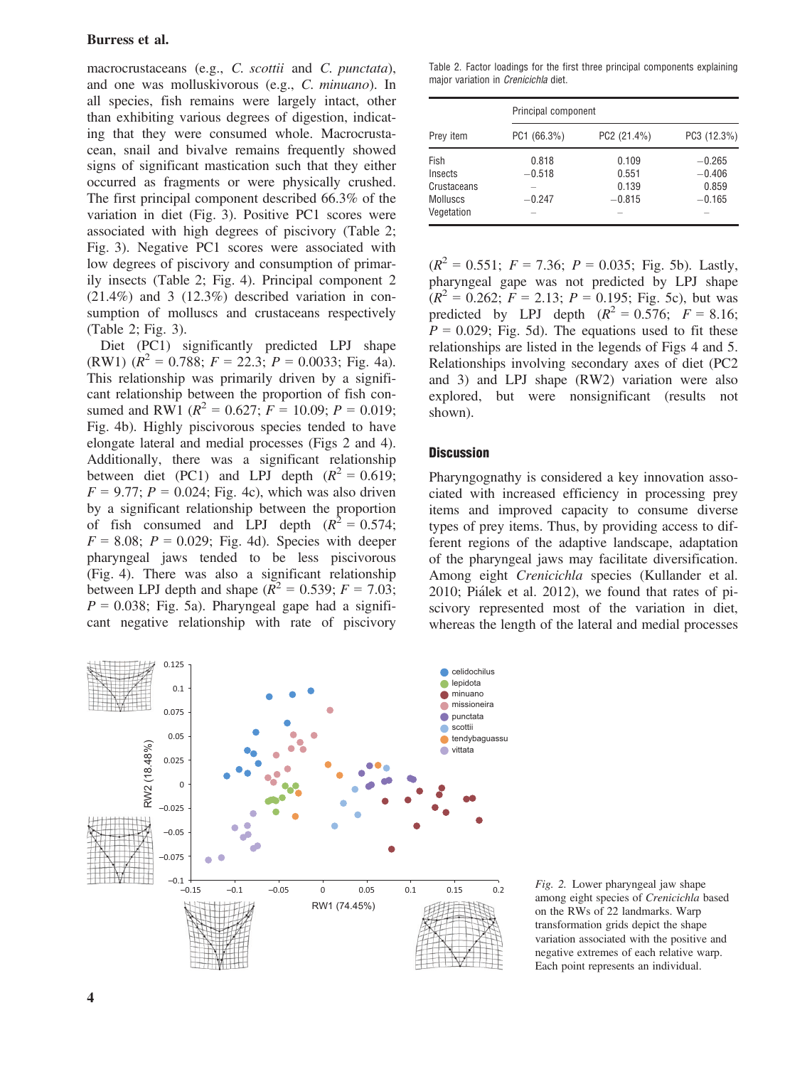macrocrustaceans (e.g., *C. scottii* and *C. punctata*), and one was molluskivorous (e.g., *C. minuano*). In all species, fish remains were largely intact, other than exhibiting various degrees of digestion, indicating that they were consumed whole. Macrocrustacean, snail and bivalve remains frequently showed signs of significant mastication such that they either occurred as fragments or were physically crushed. The first principal component described 66.3% of the variation in diet (Fig. 3). Positive PC1 scores were associated with high degrees of piscivory (Table 2; Fig. 3). Negative PC1 scores were associated with low degrees of piscivory and consumption of primarily insects (Table 2; Fig. 4). Principal component 2 (21.4%) and 3 (12.3%) described variation in consumption of molluscs and crustaceans respectively (Table 2; Fig. 3).

Diet (PC1) significantly predicted LPJ shape (RW1) ($R^2$ = 0.788; $F$ = 22.3; $P$ = 0.0033; Fig. 4a). This relationship was primarily driven by a significant relationship between the proportion of fish consumed and RW1 ($R^2$ = 0.627; $F$ = 10.09; $P$ = 0.019; Fig. 4b). Highly piscivorous species tended to have elongate lateral and medial processes (Figs 2 and 4). Additionally, there was a significant relationship between diet (PC1) and LPJ depth ($R^2$ = 0.619; $F$ = 9.77; $P$ = 0.024; Fig. 4c), which was also driven by a significant relationship between the proportion of fish consumed and LPJ depth ($R^2$ = 0.574; $F$ = 8.08; $P$ = 0.029; Fig. 4d). Species with deeper pharyngeal jaws tended to be less piscivorous (Fig. 4). There was also a significant relationship between LPJ depth and shape ($R^2$ = 0.539; $F$ = 7.03; $P$ = 0.038; Fig. 5a). Pharyngeal gape had a significant negative relationship with rate of piscivory ($R^2$ = 0.551; $F$ = 7.36; $P$ = 0.035; Fig. 5b). Lastly, pharyngeal gape was not predicted by LPJ shape ($R^2$ = 0.262; $F$ = 2.13; $P$ = 0.195; Fig. 5c), but was predicted by LPJ depth ($R^2$ = 0.576; $F$ = 8.16; $P$ = 0.029; Fig. 5d). The equations used to fit these relationships are listed in the legends of Figs 4 and 5. Relationships involving secondary axes of diet (PC2 and 3) and LPJ shape (RW2) variation were also explored, but were nonsignificant (results not shown).

Table 2. Factor loadings for the first three principal components explaining major variation in *Crenicichla* diet.

| | Principal component | | |
|---|---|---|---|
| Prey item | PC1 (66.3%) | PC2 (21.4%) | PC3 (12.3%) |
| Fish | 0.818 | 0.109 | −0.265 |
| Insects | −0.518 | 0.551 | −0.406 |
| Crustaceans | – | 0.139 | 0.859 |
| Molluscs | −0.247 | −0.815 | −0.165 |
| Vegetation | – | – | – |

## Discussion

Pharyngognathy is considered a key innovation associated with increased efficiency in processing prey items and improved capacity to consume diverse types of prey items. Thus, by providing access to different regions of the adaptive landscape, adaptation of the pharyngeal jaws may facilitate diversification. Among eight *Crenicichla* species (Kullander et al. 2010; Piálek et al. 2012), we found that rates of piscivory represented most of the variation in diet, whereas the length of the lateral and medial processes

*Fig. 2.* Lower pharyngeal jaw shape among eight species of *Crenicichla* based on the RWs of 22 landmarks. Warp transformation grids depict the shape variation associated with the positive and negative extremes of each relative warp. Each point represents an individual.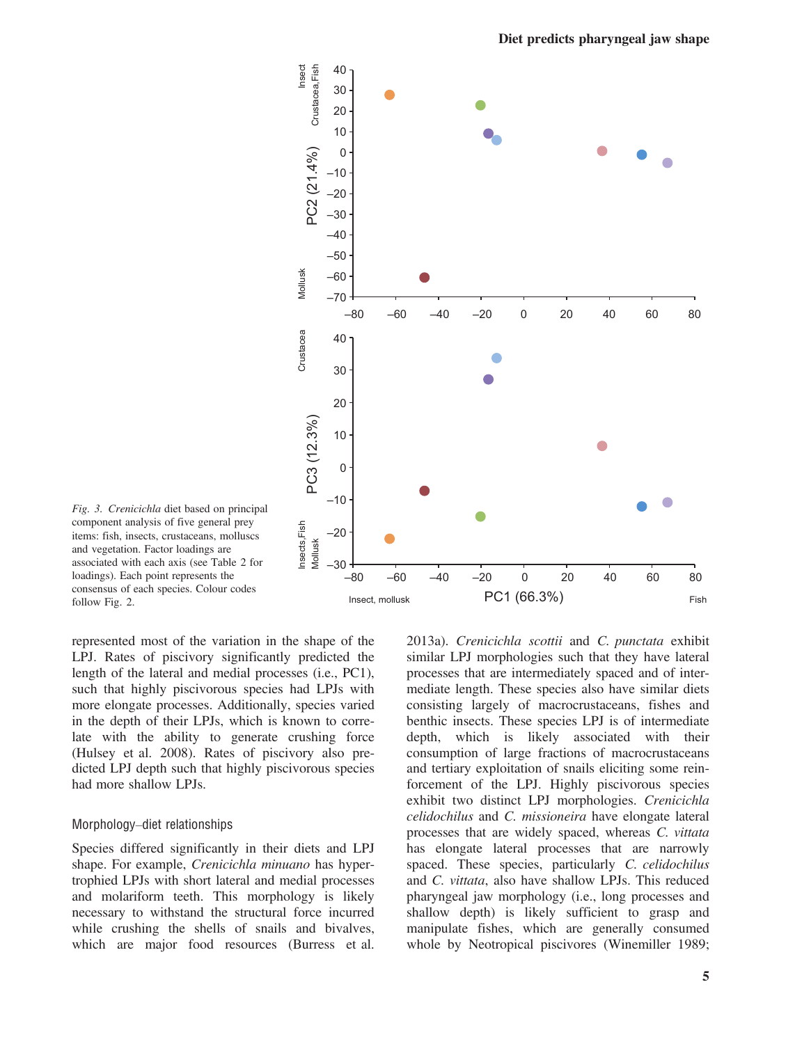*Fig. 3. Crenicichla* diet based on principal component analysis of five general prey items: fish, insects, crustaceans, molluscs and vegetation. Factor loadings are associated with each axis (see Table 2 for loadings). Each point represents the consensus of each species. Colour codes follow Fig. 2.

represented most of the variation in the shape of the LPJ. Rates of piscivory significantly predicted the length of the lateral and medial processes (i.e., PC1), such that highly piscivorous species had LPJs with more elongate processes. Additionally, species varied in the depth of their LPJs, which is known to correlate with the ability to generate crushing force (Hulsey et al. 2008). Rates of piscivory also predicted LPJ depth such that highly piscivorous species had more shallow LPJs.

### Morphology–diet relationships

Species differed significantly in their diets and LPJ shape. For example, *Crenicichla minuano* has hypertrophied LPJs with short lateral and medial processes and molariform teeth. This morphology is likely necessary to withstand the structural force incurred while crushing the shells of snails and bivalves, which are major food resources (Burress et al. 2013a). *Crenicichla scottii* and *C. punctata* exhibit similar LPJ morphologies such that they have lateral processes that are intermediately spaced and of intermediate length. These species also have similar diets consisting largely of macrocrustaceans, fishes and benthic insects. These species LPJ is of intermediate depth, which is likely associated with their consumption of large fractions of macrocrustaceans and tertiary exploitation of snails eliciting some reinforcement of the LPJ. Highly piscivorous species exhibit two distinct LPJ morphologies. *Crenicichla celidochilus* and *C. missioneira* have elongate lateral processes that are widely spaced, whereas *C. vittata* has elongate lateral processes that are narrowly spaced. These species, particularly *C. celidochilus* and *C. vittata*, also have shallow LPJs. This reduced pharyngeal jaw morphology (i.e., long processes and shallow depth) is likely sufficient to grasp and manipulate fishes, which are generally consumed whole by Neotropical piscivores (Winemiller 1989;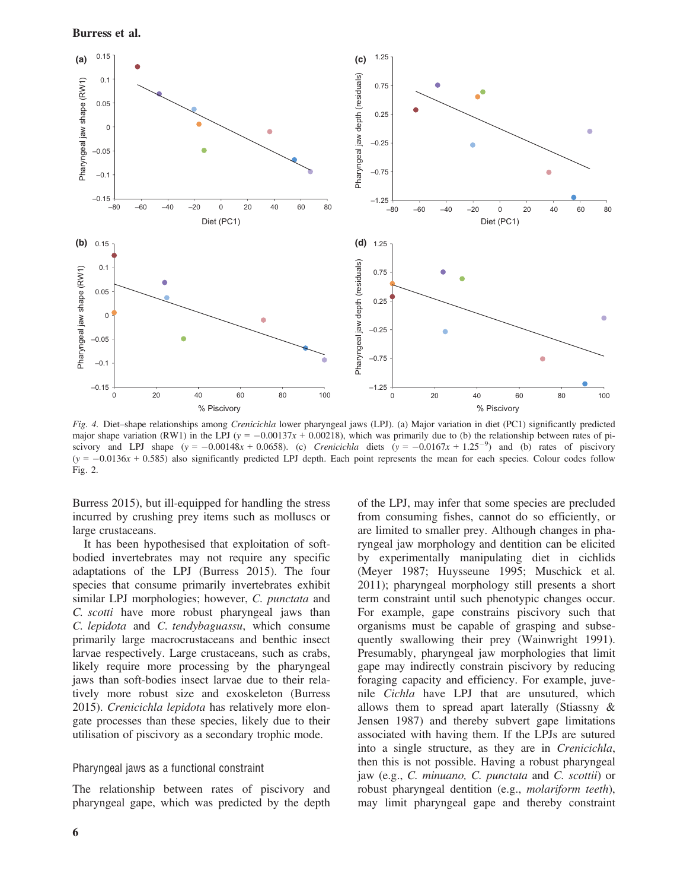*Fig. 4.* Diet–shape relationships among *Crenicichla* lower pharyngeal jaws (LPJ). (a) Major variation in diet (PC1) significantly predicted major shape variation (RW1) in the LPJ ($y = -0.00137x + 0.00218$), which was primarily due to (b) the relationship between rates of piscivory and LPJ shape ($y = -0.00148x + 0.0658$). (c) *Crenicichla* diets ($y = -0.0167x + 1.25^{-9}$) and (b) rates of piscivory ($y = -0.0136x + 0.585$) also significantly predicted LPJ depth. Each point represents the mean for each species. Colour codes follow Fig. 2.

Burress 2015), but ill-equipped for handling the stress incurred by crushing prey items such as molluscs or large crustaceans.

It has been hypothesised that exploitation of soft-bodied invertebrates may not require any specific adaptations of the LPJ (Burress 2015). The four species that consume primarily invertebrates exhibit similar LPJ morphologies; however, *C. punctata* and *C. scotti* have more robust pharyngeal jaws than *C. lepidota* and *C. tendybaguassu*, which consume primarily large macrocrustaceans and benthic insect larvae respectively. Large crustaceans, such as crabs, likely require more processing by the pharyngeal jaws than soft-bodies insect larvae due to their relatively more robust size and exoskeleton (Burress 2015). *Crenicichla lepidota* has relatively more elongate processes than these species, likely due to their utilisation of piscivory as a secondary trophic mode.

## Pharyngeal jaws as a functional constraint

The relationship between rates of piscivory and pharyngeal gape, which was predicted by the depth of the LPJ, may infer that some species are precluded from consuming fishes, cannot do so efficiently, or are limited to smaller prey. Although changes in pharyngeal jaw morphology and dentition can be elicited by experimentally manipulating diet in cichlids (Meyer 1987; Huysseune 1995; Muschick et al. 2011); pharyngeal morphology still presents a short term constraint until such phenotypic changes occur. For example, gape constrains piscivory such that organisms must be capable of grasping and subsequently swallowing their prey (Wainwright 1991). Presumably, pharyngeal jaw morphologies that limit gape may indirectly constrain piscivory by reducing foraging capacity and efficiency. For example, juvenile *Cichla* have LPJ that are unsutured, which allows them to spread apart laterally (Stiassny & Jensen 1987) and thereby subvert gape limitations associated with having them. If the LPJs are sutured into a single structure, as they are in *Crenicichla*, then this is not possible. Having a robust pharyngeal jaw (e.g., *C. minuano, C. punctata* and *C. scottii*) or robust pharyngeal dentition (e.g., *molariform teeth*), may limit pharyngeal gape and thereby constraint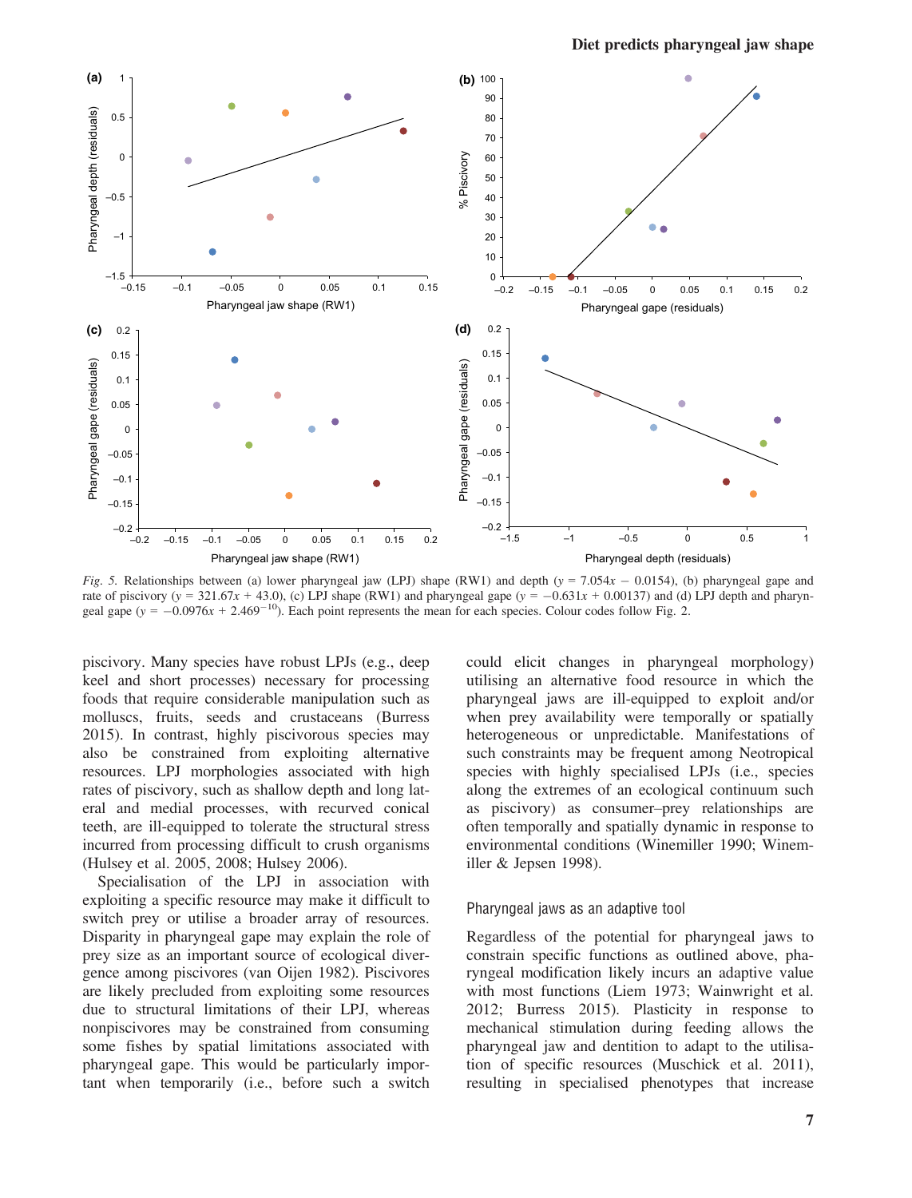*Fig. 5.* Relationships between (a) lower pharyngeal jaw (LPJ) shape (RW1) and depth ($y = 7.054x - 0.0154$), (b) pharyngeal gape and rate of piscivory ($y = 321.67x + 43.0$), (c) LPJ shape (RW1) and pharyngeal gape ($y = -0.631x + 0.00137$) and (d) LPJ depth and pharyngeal gape ($y = -0.0976x + 2.469^{-10}$). Each point represents the mean for each species. Colour codes follow Fig. 2.

piscivory. Many species have robust LPJs (e.g., deep keel and short processes) necessary for processing foods that require considerable manipulation such as molluscs, fruits, seeds and crustaceans (Burress 2015). In contrast, highly piscivorous species may also be constrained from exploiting alternative resources. LPJ morphologies associated with high rates of piscivory, such as shallow depth and long lateral and medial processes, with recurved conical teeth, are ill-equipped to tolerate the structural stress incurred from processing difficult to crush organisms (Hulsey et al. 2005, 2008; Hulsey 2006).

Specialisation of the LPJ in association with exploiting a specific resource may make it difficult to switch prey or utilise a broader array of resources. Disparity in pharyngeal gape may explain the role of prey size as an important source of ecological divergence among piscivores (van Oijen 1982). Piscivores are likely precluded from exploiting some resources due to structural limitations of their LPJ, whereas nonpiscivores may be constrained from consuming some fishes by spatial limitations associated with pharyngeal gape. This would be particularly important when temporarily (i.e., before such a switch could elicit changes in pharyngeal morphology) utilising an alternative food resource in which the pharyngeal jaws are ill-equipped to exploit and/or when prey availability were temporally or spatially heterogeneous or unpredictable. Manifestations of such constraints may be frequent among Neotropical species with highly specialised LPJs (i.e., species along the extremes of an ecological continuum such as piscivory) as consumer–prey relationships are often temporally and spatially dynamic in response to environmental conditions (Winemiller 1990; Winemiller & Jepsen 1998).

## Pharyngeal jaws as an adaptive tool

Regardless of the potential for pharyngeal jaws to constrain specific functions as outlined above, pharyngeal modification likely incurs an adaptive value with most functions (Liem 1973; Wainwright et al. 2012; Burress 2015). Plasticity in response to mechanical stimulation during feeding allows the pharyngeal jaw and dentition to adapt to the utilisation of specific resources (Muschick et al. 2011), resulting in specialised phenotypes that increase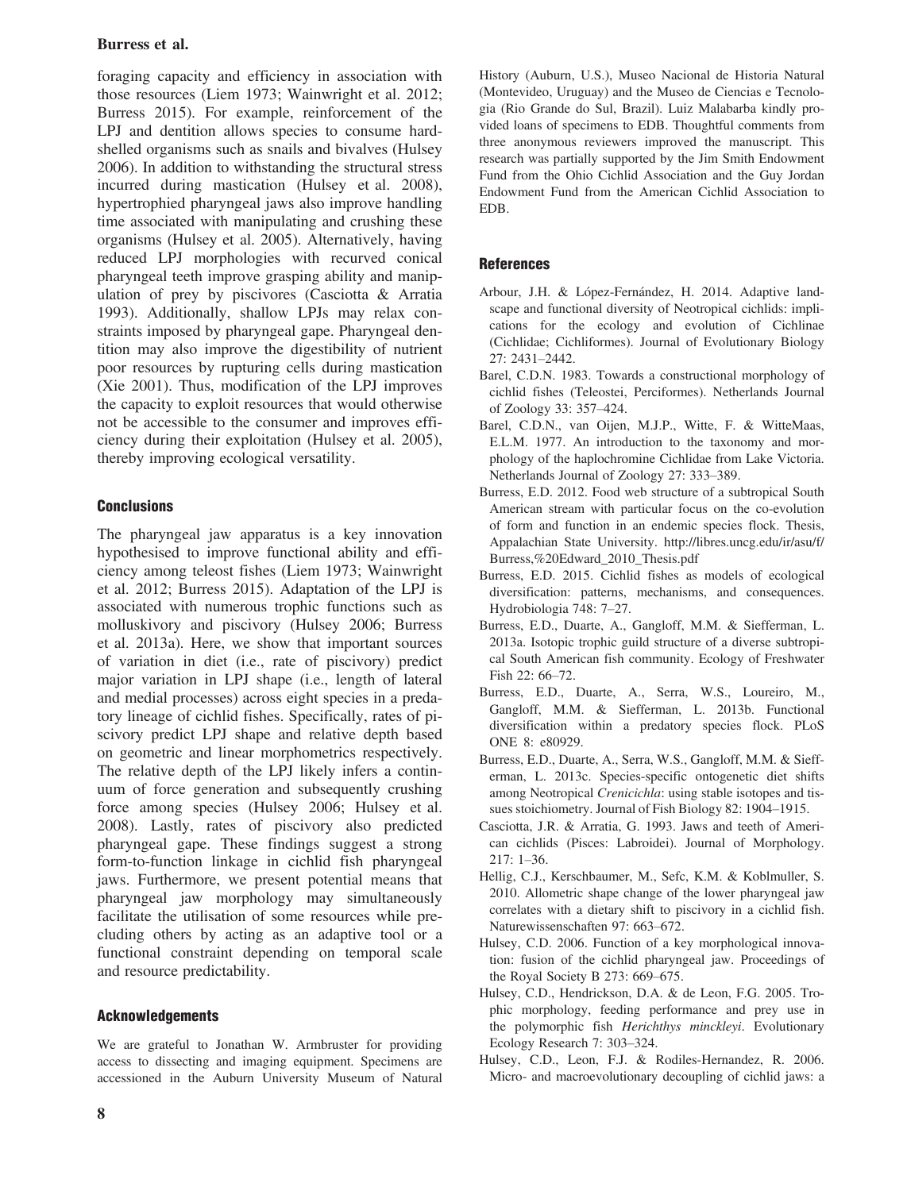foraging capacity and efficiency in association with those resources (Liem 1973; Wainwright et al. 2012; Burress 2015). For example, reinforcement of the LPJ and dentition allows species to consume hard-shelled organisms such as snails and bivalves (Hulsey 2006). In addition to withstanding the structural stress incurred during mastication (Hulsey et al. 2008), hypertrophied pharyngeal jaws also improve handling time associated with manipulating and crushing these organisms (Hulsey et al. 2005). Alternatively, having reduced LPJ morphologies with recurved conical pharyngeal teeth improve grasping ability and manipulation of prey by piscivores (Casciotta & Arratia 1993). Additionally, shallow LPJs may relax constraints imposed by pharyngeal gape. Pharyngeal dentition may also improve the digestibility of nutrient poor resources by rupturing cells during mastication (Xie 2001). Thus, modification of the LPJ improves the capacity to exploit resources that would otherwise not be accessible to the consumer and improves efficiency during their exploitation (Hulsey et al. 2005), thereby improving ecological versatility.

## Conclusions

The pharyngeal jaw apparatus is a key innovation hypothesised to improve functional ability and efficiency among teleost fishes (Liem 1973; Wainwright et al. 2012; Burress 2015). Adaptation of the LPJ is associated with numerous trophic functions such as molluskivory and piscivory (Hulsey 2006; Burress et al. 2013a). Here, we show that important sources of variation in diet (i.e., rate of piscivory) predict major variation in LPJ shape (i.e., length of lateral and medial processes) across eight species in a predatory lineage of cichlid fishes. Specifically, rates of piscivory predict LPJ shape and relative depth based on geometric and linear morphometrics respectively. The relative depth of the LPJ likely infers a continuum of force generation and subsequently crushing force among species (Hulsey 2006; Hulsey et al. 2008). Lastly, rates of piscivory also predicted pharyngeal gape. These findings suggest a strong form-to-function linkage in cichlid fish pharyngeal jaws. Furthermore, we present potential means that pharyngeal jaw morphology may simultaneously facilitate the utilisation of some resources while precluding others by acting as an adaptive tool or a functional constraint depending on temporal scale and resource predictability.

## Acknowledgements

We are grateful to Jonathan W. Armbruster for providing access to dissecting and imaging equipment. Specimens are accessioned in the Auburn University Museum of Natural History (Auburn, U.S.), Museo Nacional de Historia Natural (Montevideo, Uruguay) and the Museo de Ciencias e Tecnologia (Rio Grande do Sul, Brazil). Luiz Malabarba kindly provided loans of specimens to EDB. Thoughtful comments from three anonymous reviewers improved the manuscript. This research was partially supported by the Jim Smith Endowment Fund from the Ohio Cichlid Association and the Guy Jordan Endowment Fund from the American Cichlid Association to EDB.

## References

- Arbour, J.H. & López-Fernández, H. 2014. Adaptive landscape and functional diversity of Neotropical cichlids: implications for the ecology and evolution of Cichlinae (Cichlidae; Cichliformes). Journal of Evolutionary Biology 27: 2431–2442.
- Barel, C.D.N. 1983. Towards a constructional morphology of cichlid fishes (Teleostei, Perciformes). Netherlands Journal of Zoology 33: 357–424.
- Barel, C.D.N., van Oijen, M.J.P., Witte, F. & WitteMaas, E.L.M. 1977. An introduction to the taxonomy and morphology of the haplochromine Cichlidae from Lake Victoria. Netherlands Journal of Zoology 27: 333–389.
- Burress, E.D. 2012. Food web structure of a subtropical South American stream with particular focus on the co-evolution of form and function in an endemic species flock. Thesis, Appalachian State University. http://libres.uncg.edu/ir/asu/f/Burress,%20Edward_2010_Thesis.pdf
- Burress, E.D. 2015. Cichlid fishes as models of ecological diversification: patterns, mechanisms, and consequences. Hydrobiologia 748: 7–27.
- Burress, E.D., Duarte, A., Gangloff, M.M. & Siefferman, L. 2013a. Isotopic trophic guild structure of a diverse subtropical South American fish community. Ecology of Freshwater Fish 22: 66–72.
- Burress, E.D., Duarte, A., Serra, W.S., Loureiro, M., Gangloff, M.M. & Siefferman, L. 2013b. Functional diversification within a predatory species flock. PLoS ONE 8: e80929.
- Burress, E.D., Duarte, A., Serra, W.S., Gangloff, M.M. & Siefferman, L. 2013c. Species-specific ontogenetic diet shifts among Neotropical *Crenicichla*: using stable isotopes and tissues stoichiometry. Journal of Fish Biology 82: 1904–1915.
- Casciotta, J.R. & Arratia, G. 1993. Jaws and teeth of American cichlids (Pisces: Labroidei). Journal of Morphology. 217: 1–36.
- Hellig, C.J., Kerschbaumer, M., Sefc, K.M. & Koblmuller, S. 2010. Allometric shape change of the lower pharyngeal jaw correlates with a dietary shift to piscivory in a cichlid fish. Naturewissenschaften 97: 663–672.
- Hulsey, C.D. 2006. Function of a key morphological innovation: fusion of the cichlid pharyngeal jaw. Proceedings of the Royal Society B 273: 669–675.
- Hulsey, C.D., Hendrickson, D.A. & de Leon, F.G. 2005. Trophic morphology, feeding performance and prey use in the polymorphic fish *Herichthys minckleyi*. Evolutionary Ecology Research 7: 303–324.
- Hulsey, C.D., Leon, F.J. & Rodiles-Hernandez, R. 2006. Micro- and macroevolutionary decoupling of cichlid jaws: a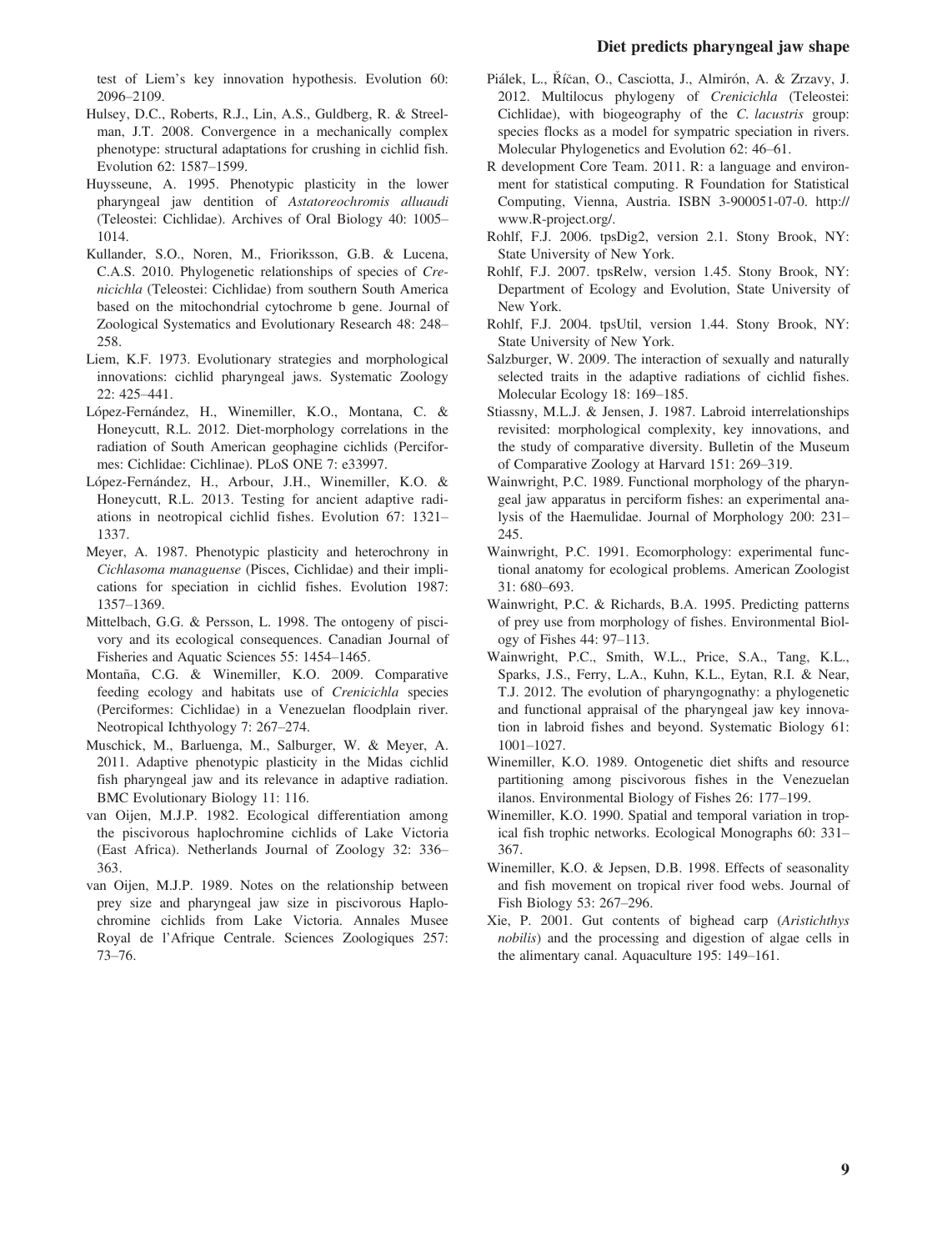test of Liem's key innovation hypothesis. Evolution 60: 2096–2109.

Hulsey, D.C., Roberts, R.J., Lin, A.S., Guldberg, R. & Streelman, J.T. 2008. Convergence in a mechanically complex phenotype: structural adaptations for crushing in cichlid fish. Evolution 62: 1587–1599.

Huysseune, A. 1995. Phenotypic plasticity in the lower pharyngeal jaw dentition of *Astatoreochromis alluaudi* (Teleostei: Cichlidae). Archives of Oral Biology 40: 1005–1014.

Kullander, S.O., Noren, M., Frioriksson, G.B. & Lucena, C.A.S. 2010. Phylogenetic relationships of species of *Crenicichla* (Teleostei: Cichlidae) from southern South America based on the mitochondrial cytochrome b gene. Journal of Zoological Systematics and Evolutionary Research 48: 248–258.

Liem, K.F. 1973. Evolutionary strategies and morphological innovations: cichlid pharyngeal jaws. Systematic Zoology 22: 425–441.

López-Fernández, H., Winemiller, K.O., Montana, C. & Honeycutt, R.L. 2012. Diet-morphology correlations in the radiation of South American geophagine cichlids (Perciformes: Cichlidae: Cichlinae). PLoS ONE 7: e33997.

López-Fernández, H., Arbour, J.H., Winemiller, K.O. & Honeycutt, R.L. 2013. Testing for ancient adaptive radiations in neotropical cichlid fishes. Evolution 67: 1321–1337.

Meyer, A. 1987. Phenotypic plasticity and heterochrony in *Cichlasoma managuense* (Pisces, Cichlidae) and their implications for speciation in cichlid fishes. Evolution 1987: 1357–1369.

Mittelbach, G.G. & Persson, L. 1998. The ontogeny of piscivory and its ecological consequences. Canadian Journal of Fisheries and Aquatic Sciences 55: 1454–1465.

Montaña, C.G. & Winemiller, K.O. 2009. Comparative feeding ecology and habitats use of *Crenicichla* species (Perciformes: Cichlidae) in a Venezuelan floodplain river. Neotropical Ichthyology 7: 267–274.

Muschick, M., Barluenga, M., Salburger, W. & Meyer, A. 2011. Adaptive phenotypic plasticity in the Midas cichlid fish pharyngeal jaw and its relevance in adaptive radiation. BMC Evolutionary Biology 11: 116.

van Oijen, M.J.P. 1982. Ecological differentiation among the piscivorous haplochromine cichlids of Lake Victoria (East Africa). Netherlands Journal of Zoology 32: 336–363.

van Oijen, M.J.P. 1989. Notes on the relationship between prey size and pharyngeal jaw size in piscivorous Haplochromine cichlids from Lake Victoria. Annales Musee Royal de l'Afrique Centrale. Sciences Zoologiques 257: 73–76.

Piálek, L., Říčan, O., Casciotta, J., Almirón, A. & Zrzavy, J. 2012. Multilocus phylogeny of *Crenicichla* (Teleostei: Cichlidae), with biogeography of the *C. lacustris* group: species flocks as a model for sympatric speciation in rivers. Molecular Phylogenetics and Evolution 62: 46–61.

R development Core Team. 2011. R: a language and environment for statistical computing. R Foundation for Statistical Computing, Vienna, Austria. ISBN 3-900051-07-0. http://www.R-project.org/.

Rohlf, F.J. 2006. tpsDig2, version 2.1. Stony Brook, NY: State University of New York.

Rohlf, F.J. 2007. tpsRelw, version 1.45. Stony Brook, NY: Department of Ecology and Evolution, State University of New York.

Rohlf, F.J. 2004. tpsUtil, version 1.44. Stony Brook, NY: State University of New York.

Salzburger, W. 2009. The interaction of sexually and naturally selected traits in the adaptive radiations of cichlid fishes. Molecular Ecology 18: 169–185.

Stiassny, M.L.J. & Jensen, J. 1987. Labroid interrelationships revisited: morphological complexity, key innovations, and the study of comparative diversity. Bulletin of the Museum of Comparative Zoology at Harvard 151: 269–319.

Wainwright, P.C. 1989. Functional morphology of the pharyngeal jaw apparatus in perciform fishes: an experimental analysis of the Haemulidae. Journal of Morphology 200: 231–245.

Wainwright, P.C. 1991. Ecomorphology: experimental functional anatomy for ecological problems. American Zoologist 31: 680–693.

Wainwright, P.C. & Richards, B.A. 1995. Predicting patterns of prey use from morphology of fishes. Environmental Biology of Fishes 44: 97–113.

Wainwright, P.C., Smith, W.L., Price, S.A., Tang, K.L., Sparks, J.S., Ferry, L.A., Kuhn, K.L., Eytan, R.I. & Near, T.J. 2012. The evolution of pharyngognathy: a phylogenetic and functional appraisal of the pharyngeal jaw key innovation in labroid fishes and beyond. Systematic Biology 61: 1001–1027.

Winemiller, K.O. 1989. Ontogenetic diet shifts and resource partitioning among piscivorous fishes in the Venezuelan ilanos. Environmental Biology of Fishes 26: 177–199.

Winemiller, K.O. 1990. Spatial and temporal variation in tropical fish trophic networks. Ecological Monographs 60: 331–367.

Winemiller, K.O. & Jepsen, D.B. 1998. Effects of seasonality and fish movement on tropical river food webs. Journal of Fish Biology 53: 267–296.

Xie, P. 2001. Gut contents of bighead carp (*Aristichthys nobilis*) and the processing and digestion of algae cells in the alimentary canal. Aquaculture 195: 149–161.